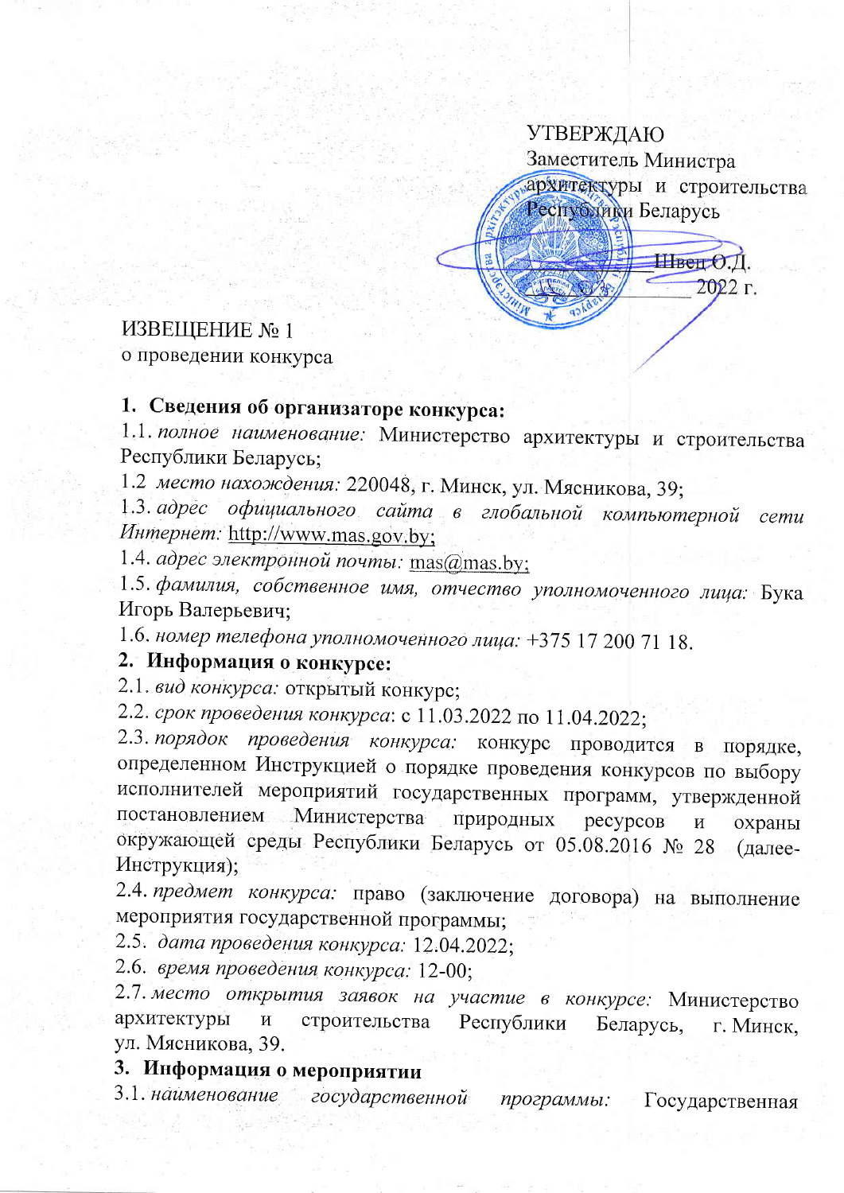УТВЕРЖДАЮ
Заместитель Министра
архитектуры и строительства
Республики Беларусь

_____________ Швец О.Д.
_____________ 2022 г.

ИЗВЕЩЕНИЕ № 1
о проведении конкурса

**1. Сведения об организаторе конкурса:**

1.1. *полное наименование:* Министерство архитектуры и строительства Республики Беларусь;

1.2 *место нахождения:* 220048, г. Минск, ул. Мясникова, 39;

1.3. *адрес официального сайта в глобальной компьютерной сети Интернет:* http://www.mas.gov.by;

1.4. *адрес электронной почты:* mas@mas.by;

1.5. *фамилия, собственное имя, отчество уполномоченного лица:* Бука Игорь Валерьевич;

1.6. *номер телефона уполномоченного лица:* +375 17 200 71 18.

**2. Информация о конкурсе:**

2.1. *вид конкурса:* открытый конкурс;

2.2. *срок проведения конкурса*: с 11.03.2022 по 11.04.2022;

2.3. *порядок проведения конкурса:* конкурс проводится в порядке, определенном Инструкцией о порядке проведения конкурсов по выбору исполнителей мероприятий государственных программ, утвержденной постановлением Министерства природных ресурсов и охраны окружающей среды Республики Беларусь от 05.08.2016 № 28 (далее- Инструкция);

2.4. *предмет конкурса:* право (заключение договора) на выполнение мероприятия государственной программы;

2.5. *дата проведения конкурса:* 12.04.2022;

2.6. *время проведения конкурса:* 12-00;

2.7. *место открытия заявок на участие в конкурсе:* Министерство архитектуры и строительства Республики Беларусь, г. Минск, ул. Мясникова, 39.

**3. Информация о мероприятии**

3.1. *наименование государственной программы:* Государственная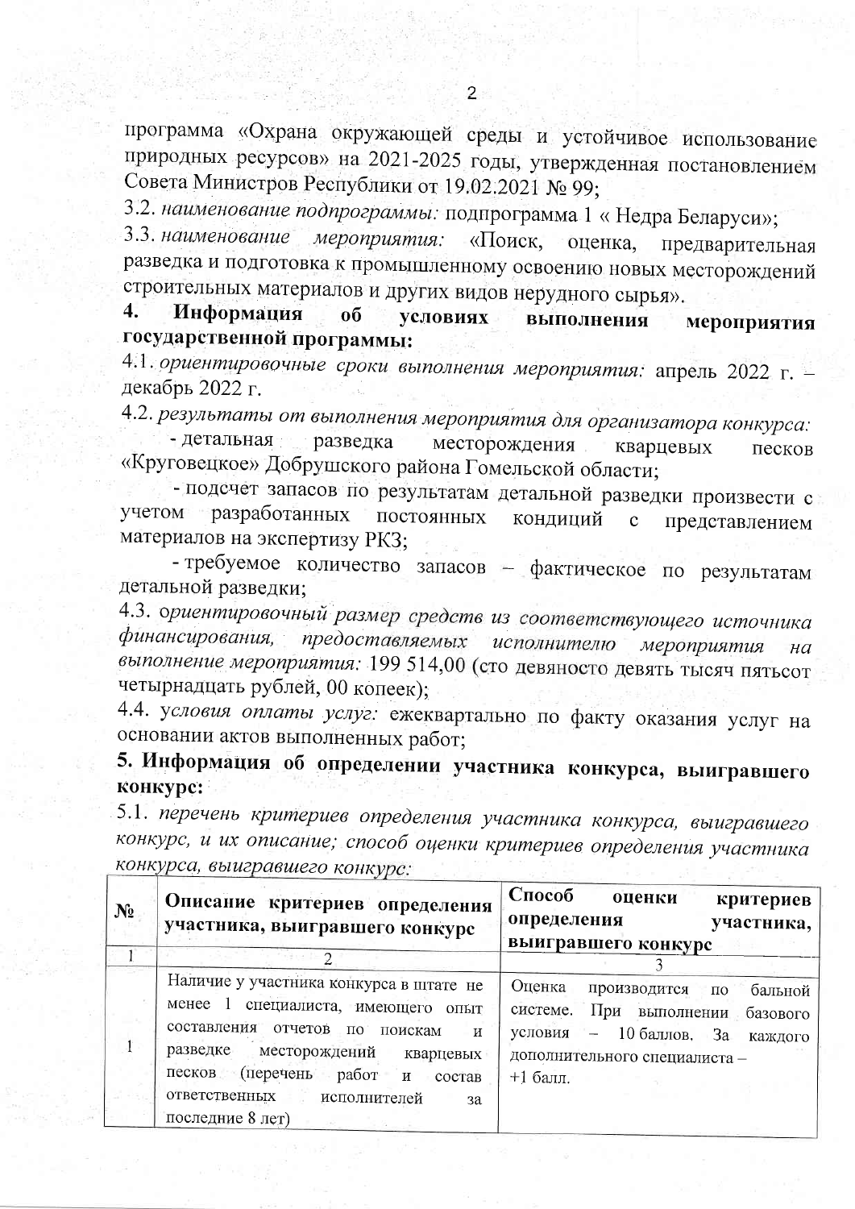программа «Охрана окружающей среды и устойчивое использование природных ресурсов» на 2021-2025 годы, утвержденная постановлением Совета Министров Республики от 19.02.2021 № 99;

3.2. *наименование подпрограммы:* подпрограмма 1 « Недра Беларуси»;

3.3. *наименование мероприятия:* «Поиск, оценка, предварительная разведка и подготовка к промышленному освоению новых месторождений строительных материалов и других видов нерудного сырья».

**4. Информация об условиях выполнения мероприятия государственной программы:**

4.1. *ориентировочные сроки выполнения мероприятия:* апрель 2022 г. – декабрь 2022 г.

4.2. *результаты от выполнения мероприятия для организатора конкурса:*

- детальная разведка месторождения кварцевых песков «Круговецкое» Добрушского района Гомельской области;
- подсчет запасов по результатам детальной разведки произвести с учетом разработанных постоянных кондиций с представлением материалов на экспертизу РКЗ;
- требуемое количество запасов – фактическое по результатам детальной разведки;

4.3. *ориентировочный размер средств из соответствующего источника финансирования, предоставляемых исполнителю мероприятия на выполнение мероприятия:* 199 514,00 (сто девяносто девять тысяч пятьсот четырнадцать рублей, 00 копеек);

4.4. *условия оплаты услуг:* ежеквартально по факту оказания услуг на основании актов выполненных работ;

**5. Информация об определении участника конкурса, выигравшего конкурс:**

5.1. *перечень критериев определения участника конкурса, выигравшего конкурс, и их описание; способ оценки критериев определения участника конкурса, выигравшего конкурс:*

| № | Описание критериев определения участника, выигравшего конкурс | Способ оценки критериев определения участника, выигравшего конкурс |
|---|---|---|
| 1 | 2 | 3 |
| 1 | Наличие у участника конкурса в штате не менее 1 специалиста, имеющего опыт составления отчетов по поискам и разведке месторождений кварцевых песков (перечень работ и состав ответственных исполнителей за последние 8 лет) | Оценка производится по бальной системе. При выполнении базового условия – 10 баллов. За каждого дополнительного специалиста – +1 балл. |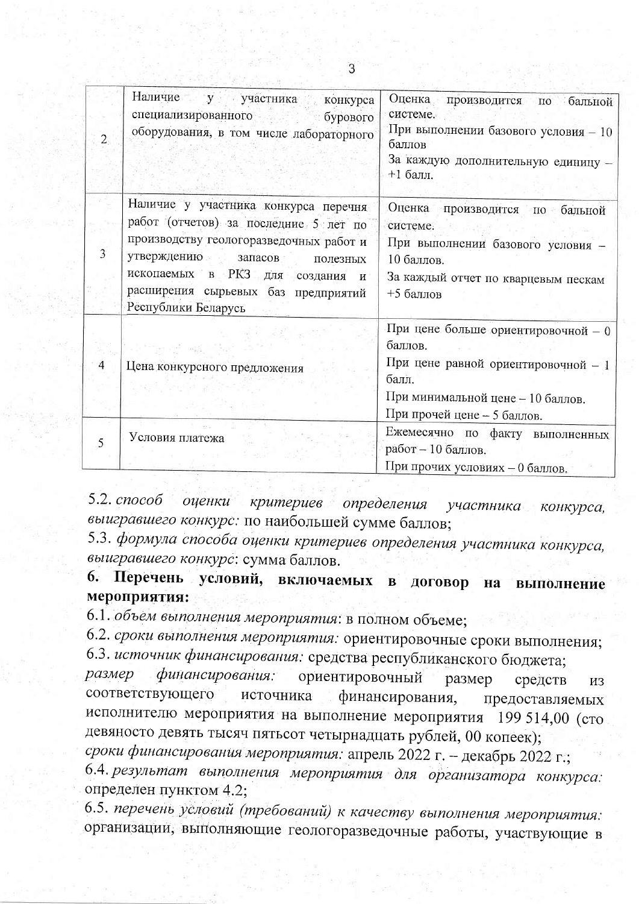| | | |
|---|---|---|
| 2 | Наличие у участника конкурса специализированного бурового оборудования, в том числе лабораторного | Оценка производится по бальной системе. При выполнении базового условия – 10 баллов За каждую дополнительную единицу – +1 балл. |
| 3 | Наличие у участника конкурса перечня работ (отчетов) за последние 5 лет по производству геологоразведочных работ и утверждению запасов полезных ископаемых в РКЗ для создания и расширения сырьевых баз предприятий Республики Беларусь | Оценка производится по бальной системе. При выполнении базового условия – 10 баллов. За каждый отчет по кварцевым пескам +5 баллов |
| 4 | Цена конкурсного предложения | При цене больше ориентировочной – 0 баллов. При цене равной ориентировочной – 1 балл. При минимальной цене – 10 баллов. При прочей цене – 5 баллов. |
| 5 | Условия платежа | Ежемесячно по факту выполненных работ – 10 баллов. При прочих условиях – 0 баллов. |

5.2. *способ оценки критериев определения участника конкурса, выигравшего конкурс:* по наибольшей сумме баллов;

5.3. *формула способа оценки критериев определения участника конкурса, выигравшего конкурс*: сумма баллов.

**6. Перечень условий, включаемых в договор на выполнение мероприятия:**

6.1. *объем выполнения мероприятия*: в полном объеме;

6.2. *сроки выполнения мероприятия:* ориентировочные сроки выполнения;

6.3. *источник финансирования:* средства республиканского бюджета;

*размер финансирования:* ориентировочный размер средств из соответствующего источника финансирования, предоставляемых исполнителю мероприятия на выполнение мероприятия 199 514,00 (сто девяносто девять тысяч пятьсот четырнадцать рублей, 00 копеек);

*сроки финансирования мероприятия:* апрель 2022 г. – декабрь 2022 г.;

6.4. *результат выполнения мероприятия для организатора конкурса:* определен пунктом 4.2;

6.5. *перечень условий (требований) к качеству выполнения мероприятия:* организации, выполняющие геологоразведочные работы, участвующие в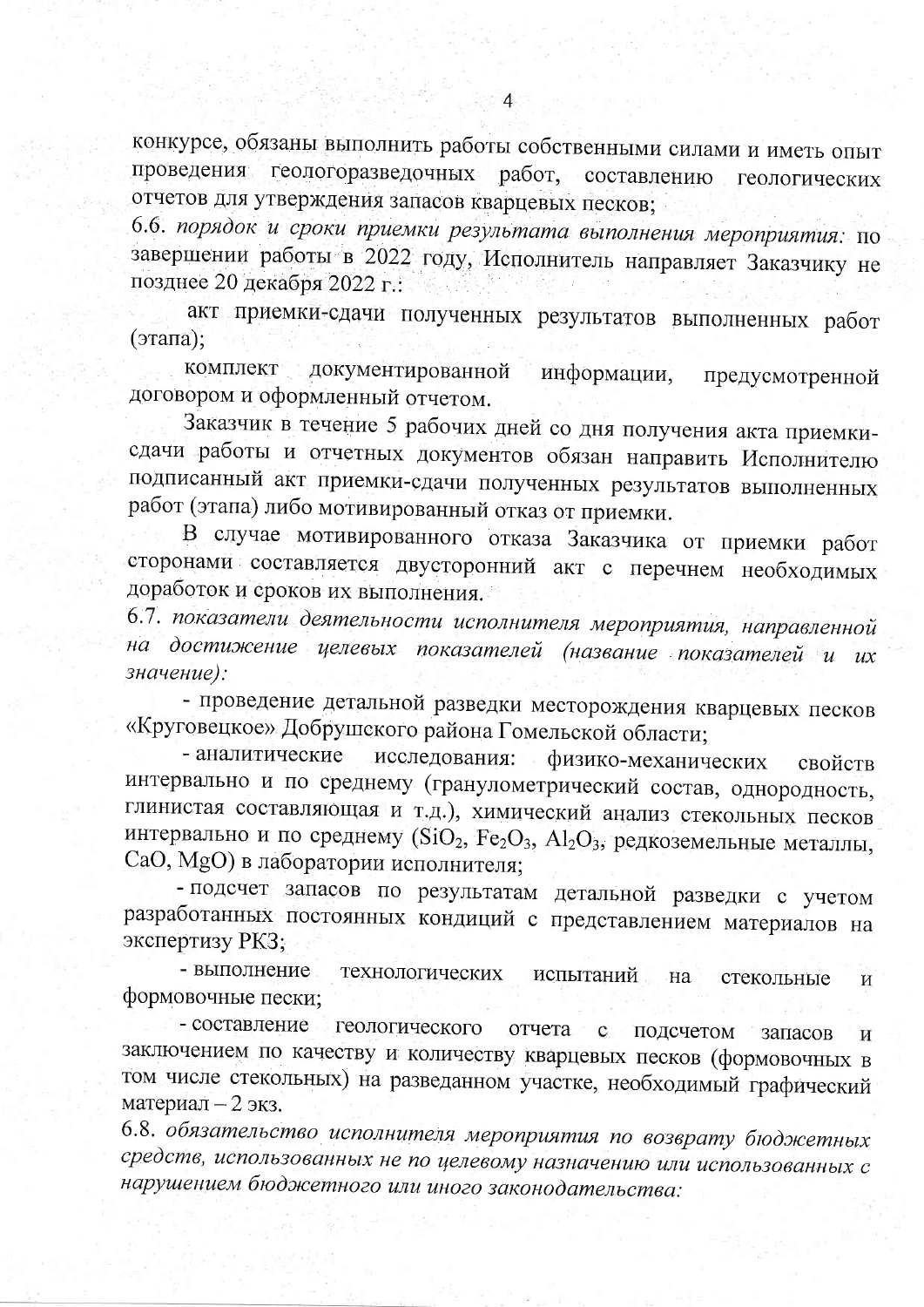конкурсе, обязаны выполнить работы собственными силами и иметь опыт проведения геологоразведочных работ, составлению геологических отчетов для утверждения запасов кварцевых песков;

6.6. *порядок и сроки приемки результата выполнения мероприятия:* по завершении работы в 2022 году, Исполнитель направляет Заказчику не позднее 20 декабря 2022 г.:

акт приемки-сдачи полученных результатов выполненных работ (этапа);

комплект документированной информации, предусмотренной договором и оформленный отчетом.

Заказчик в течение 5 рабочих дней со дня получения акта приемки-сдачи работы и отчетных документов обязан направить Исполнителю подписанный акт приемки-сдачи полученных результатов выполненных работ (этапа) либо мотивированный отказ от приемки.

В случае мотивированного отказа Заказчика от приемки работ сторонами составляется двусторонний акт с перечнем необходимых доработок и сроков их выполнения.

6.7. *показатели деятельности исполнителя мероприятия, направленной на достижение целевых показателей (название показателей и их значение):*

- проведение детальной разведки месторождения кварцевых песков «Круговецкое» Добрушского района Гомельской области;
- аналитические исследования: физико-механических свойств интервально и по среднему (гранулометрический состав, однородность, глинистая составляющая и т.д.), химический анализ стекольных песков интервально и по среднему ($SiO_2$, $Fe_2O_3$, $Al_2O_3$, редкоземельные металлы, $CaO$, $MgO$) в лаборатории исполнителя;
- подсчет запасов по результатам детальной разведки с учетом разработанных постоянных кондиций с представлением материалов на экспертизу РКЗ;
- выполнение технологических испытаний на стекольные и формовочные пески;
- составление геологического отчета с подсчетом запасов и заключением по качеству и количеству кварцевых песков (формовочных в том числе стекольных) на разведанном участке, необходимый графический материал – 2 экз.

6.8. *обязательство исполнителя мероприятия по возврату бюджетных средств, использованных не по целевому назначению или использованных с нарушением бюджетного или иного законодательства:*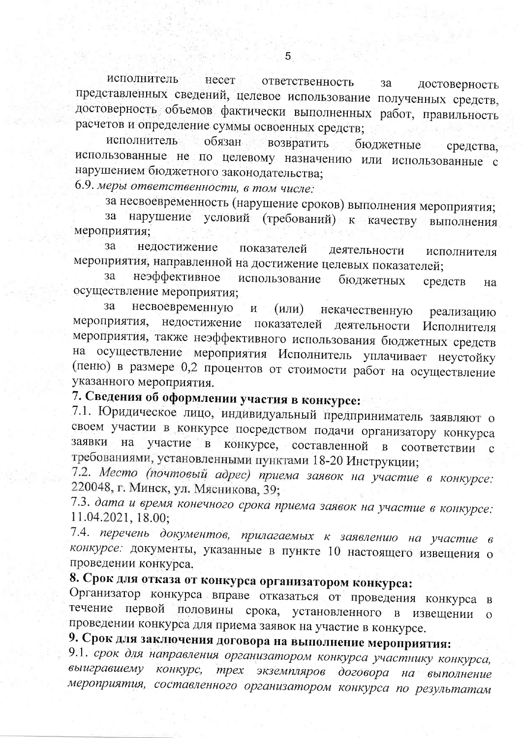исполнитель несет ответственность за достоверность представленных сведений, целевое использование полученных средств, достоверность объемов фактически выполненных работ, правильность расчетов и определение суммы освоенных средств;

исполнитель обязан возвратить бюджетные средства, использованные не по целевому назначению или использованные с нарушением бюджетного законодательства;

6.9. *меры ответственности, в том числе:*

за несвоевременность (нарушение сроков) выполнения мероприятия;

за нарушение условий (требований) к качеству выполнения мероприятия;

за недостижение показателей деятельности исполнителя мероприятия, направленной на достижение целевых показателей;

за неэффективное использование бюджетных средств на осуществление мероприятия;

за несвоевременную и (или) некачественную реализацию мероприятия, недостижение показателей деятельности Исполнителя мероприятия, также неэффективного использования бюджетных средств на осуществление мероприятия Исполнитель уплачивает неустойку (пеню) в размере 0,2 процентов от стоимости работ на осуществление указанного мероприятия.

**7. Сведения об оформлении участия в конкурсе:**

7.1. Юридическое лицо, индивидуальный предприниматель заявляют о своем участии в конкурсе посредством подачи организатору конкурса заявки на участие в конкурсе, составленной в соответствии с требованиями, установленными пунктами 18-20 Инструкции;

7.2. *Место (почтовый адрес) приема заявок на участие в конкурсе:* 220048, г. Минск, ул. Мясникова, 39;

7.3. *дата и время конечного срока приема заявок на участие в конкурсе:* 11.04.2021, 18.00;

7.4. *перечень документов, прилагаемых к заявлению на участие в конкурсе:* документы, указанные в пункте 10 настоящего извещения о проведении конкурса.

**8. Срок для отказа от конкурса организатором конкурса:**

Организатор конкурса вправе отказаться от проведения конкурса в течение первой половины срока, установленного в извещении о проведении конкурса для приема заявок на участие в конкурсе.

**9. Срок для заключения договора на выполнение мероприятия:**

9.1. *срок для направления организатором конкурса участнику конкурса, выигравшему конкурс, трех экземпляров договора на выполнение мероприятия, составленного организатором конкурса по результатам*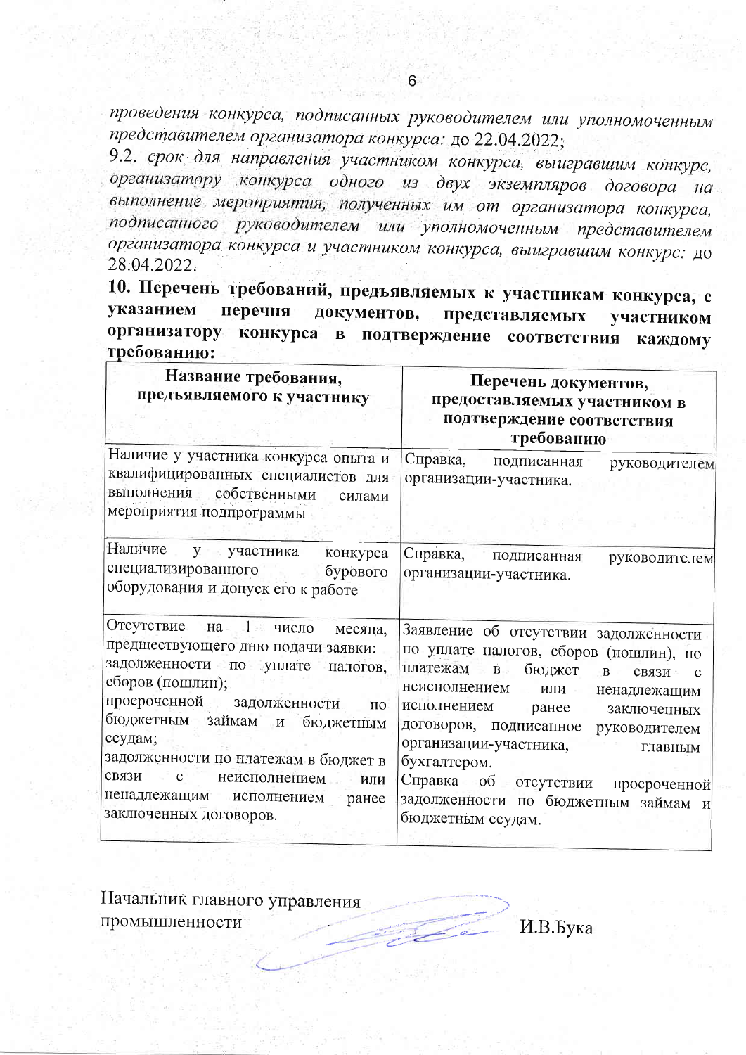*проведения конкурса, подписанных руководителем или уполномоченным представителем организатора конкурса:* до 22.04.2022;

9.2. *срок для направления участником конкурса, выигравшим конкурс, организатору конкурса одного из двух экземпляров договора на выполнение мероприятия, полученных им от организатора конкурса, подписанного руководителем или уполномоченным представителем организатора конкурса и участником конкурса, выигравшим конкурс:* до 28.04.2022.

**10. Перечень требований, предъявляемых к участникам конкурса, с указанием перечня документов, представляемых участником организатору конкурса в подтверждение соответствия каждому требованию:**

| **Название требования, предъявляемого к участнику** | **Перечень документов, предоставляемых участником в подтверждение соответствия требованию** |
|---|---|
| Наличие у участника конкурса опыта и квалифицированных специалистов для выполнения собственными силами мероприятия подпрограммы | Справка, подписанная руководителем организации-участника. |
| Наличие у участника конкурса специализированного бурового оборудования и допуск его к работе | Справка, подписанная руководителем организации-участника. |
| Отсутствие на 1 число месяца, предшествующего дню подачи заявки: задолженности по уплате налогов, сборов (пошлин); просроченной задолженности по бюджетным займам и бюджетным ссудам; задолженности по платежам в бюджет в связи с неисполнением или ненадлежащим исполнением ранее заключенных договоров. | Заявление об отсутствии задолженности по уплате налогов, сборов (пошлин), по платежам в бюджет в связи с неисполнением или ненадлежащим исполнением ранее заключенных договоров, подписанное руководителем организации-участника, главным бухгалтером. Справка об отсутствии просроченной задолженности по бюджетным займам и бюджетным ссудам. |

Начальник главного управления промышленности — И.В.Бука